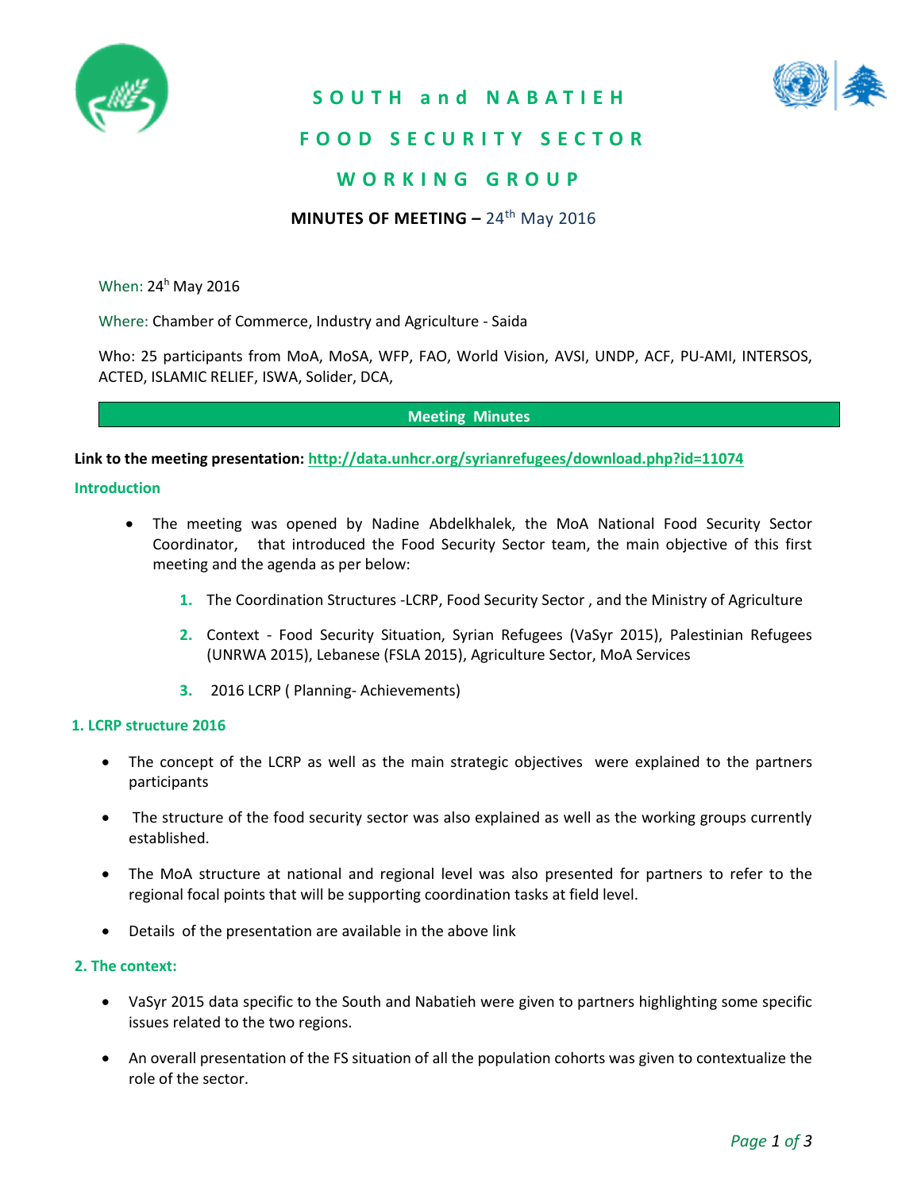# SOUTH and NABATIEH

# FOOD SECURITY SECTOR

# WORKING GROUP

**MINUTES OF MEETING –** 24th May 2016

When: 24h May 2016

Where: Chamber of Commerce, Industry and Agriculture - Saida

Who: 25 participants from MoA, MoSA, WFP, FAO, World Vision, AVSI, UNDP, ACF, PU-AMI, INTERSOS, ACTED, ISLAMIC RELIEF, ISWA, Solider, DCA,

**Meeting Minutes**

**Link to the meeting presentation: http://data.unhcr.org/syrianrefugees/download.php?id=11074**

## Introduction

- The meeting was opened by Nadine Abdelkhalek, the MoA National Food Security Sector Coordinator, that introduced the Food Security Sector team, the main objective of this first meeting and the agenda as per below:

    1. The Coordination Structures -LCRP, Food Security Sector , and the Ministry of Agriculture
    2. Context - Food Security Situation, Syrian Refugees (VaSyr 2015), Palestinian Refugees (UNRWA 2015), Lebanese (FSLA 2015), Agriculture Sector, MoA Services
    3. 2016 LCRP ( Planning- Achievements)

## 1. LCRP structure 2016

- The concept of the LCRP as well as the main strategic objectives were explained to the partners participants
- The structure of the food security sector was also explained as well as the working groups currently established.
- The MoA structure at national and regional level was also presented for partners to refer to the regional focal points that will be supporting coordination tasks at field level.
- Details of the presentation are available in the above link

## 2. The context:

- VaSyr 2015 data specific to the South and Nabatieh were given to partners highlighting some specific issues related to the two regions.
- An overall presentation of the FS situation of all the population cohorts was given to contextualize the role of the sector.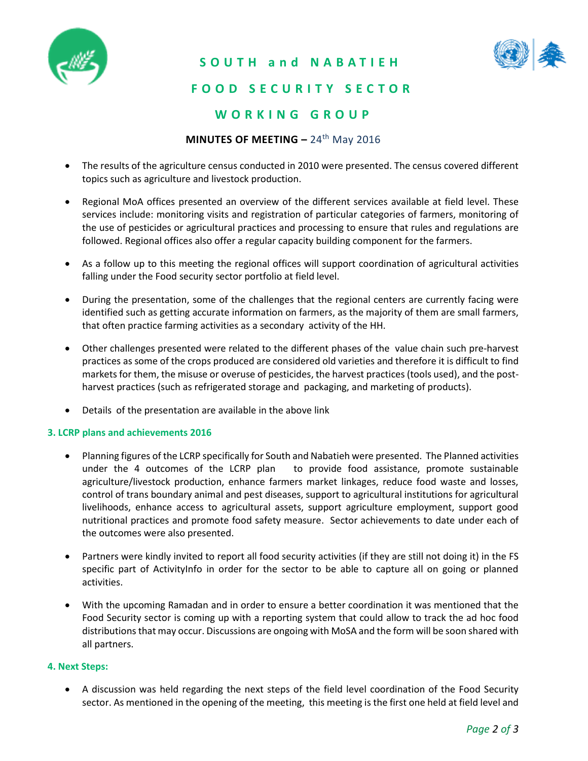# SOUTH and NABATIEH FOOD SECURITY SECTOR WORKING GROUP

**MINUTES OF MEETING –** 24th May 2016

- The results of the agriculture census conducted in 2010 were presented. The census covered different topics such as agriculture and livestock production.
- Regional MoA offices presented an overview of the different services available at field level. These services include: monitoring visits and registration of particular categories of farmers, monitoring of the use of pesticides or agricultural practices and processing to ensure that rules and regulations are followed. Regional offices also offer a regular capacity building component for the farmers.
- As a follow up to this meeting the regional offices will support coordination of agricultural activities falling under the Food security sector portfolio at field level.
- During the presentation, some of the challenges that the regional centers are currently facing were identified such as getting accurate information on farmers, as the majority of them are small farmers, that often practice farming activities as a secondary activity of the HH.
- Other challenges presented were related to the different phases of the value chain such pre-harvest practices as some of the crops produced are considered old varieties and therefore it is difficult to find markets for them, the misuse or overuse of pesticides, the harvest practices (tools used), and the post-harvest practices (such as refrigerated storage and packaging, and marketing of products).
- Details of the presentation are available in the above link

### 3. LCRP plans and achievements 2016

- Planning figures of the LCRP specifically for South and Nabatieh were presented. The Planned activities under the 4 outcomes of the LCRP plan to provide food assistance, promote sustainable agriculture/livestock production, enhance farmers market linkages, reduce food waste and losses, control of trans boundary animal and pest diseases, support to agricultural institutions for agricultural livelihoods, enhance access to agricultural assets, support agriculture employment, support good nutritional practices and promote food safety measure. Sector achievements to date under each of the outcomes were also presented.
- Partners were kindly invited to report all food security activities (if they are still not doing it) in the FS specific part of ActivityInfo in order for the sector to be able to capture all on going or planned activities.
- With the upcoming Ramadan and in order to ensure a better coordination it was mentioned that the Food Security sector is coming up with a reporting system that could allow to track the ad hoc food distributions that may occur. Discussions are ongoing with MoSA and the form will be soon shared with all partners.

### 4. Next Steps:

- A discussion was held regarding the next steps of the field level coordination of the Food Security sector. As mentioned in the opening of the meeting, this meeting is the first one held at field level and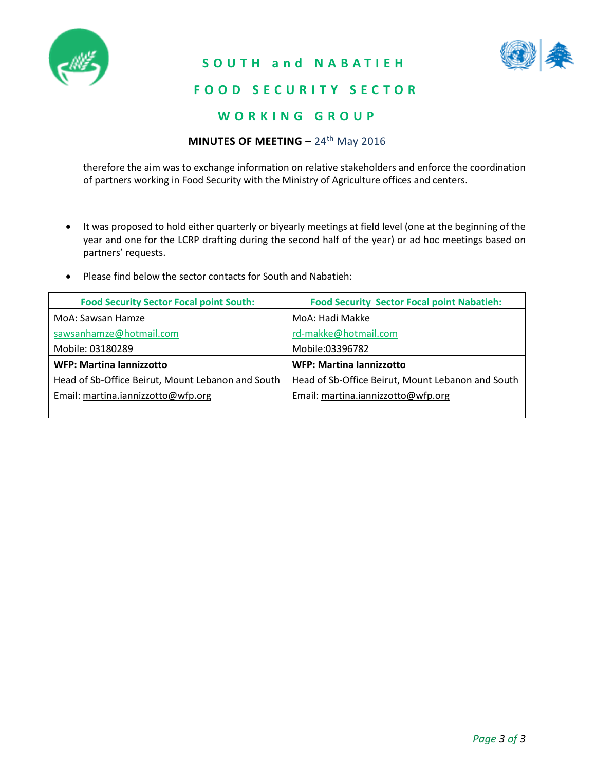therefore the aim was to exchange information on relative stakeholders and enforce the coordination of partners working in Food Security with the Ministry of Agriculture offices and centers.

- It was proposed to hold either quarterly or biyearly meetings at field level (one at the beginning of the year and one for the LCRP drafting during the second half of the year) or ad hoc meetings based on partners' requests.
- Please find below the sector contacts for South and Nabatieh:

| Food Security Sector Focal point South: | Food Security Sector Focal point Nabatieh: |
|---|---|
| MoA: Sawsan Hamze<br>sawsanhamze@hotmail.com<br>Mobile: 03180289 | MoA: Hadi Makke<br>rd-makke@hotmail.com<br>Mobile:03396782 |
| **WFP: Martina Iannizzotto**<br>Head of Sb-Office Beirut, Mount Lebanon and South<br>Email: martina.iannizzotto@wfp.org | **WFP: Martina Iannizzotto**<br>Head of Sb-Office Beirut, Mount Lebanon and South<br>Email: martina.iannizzotto@wfp.org |